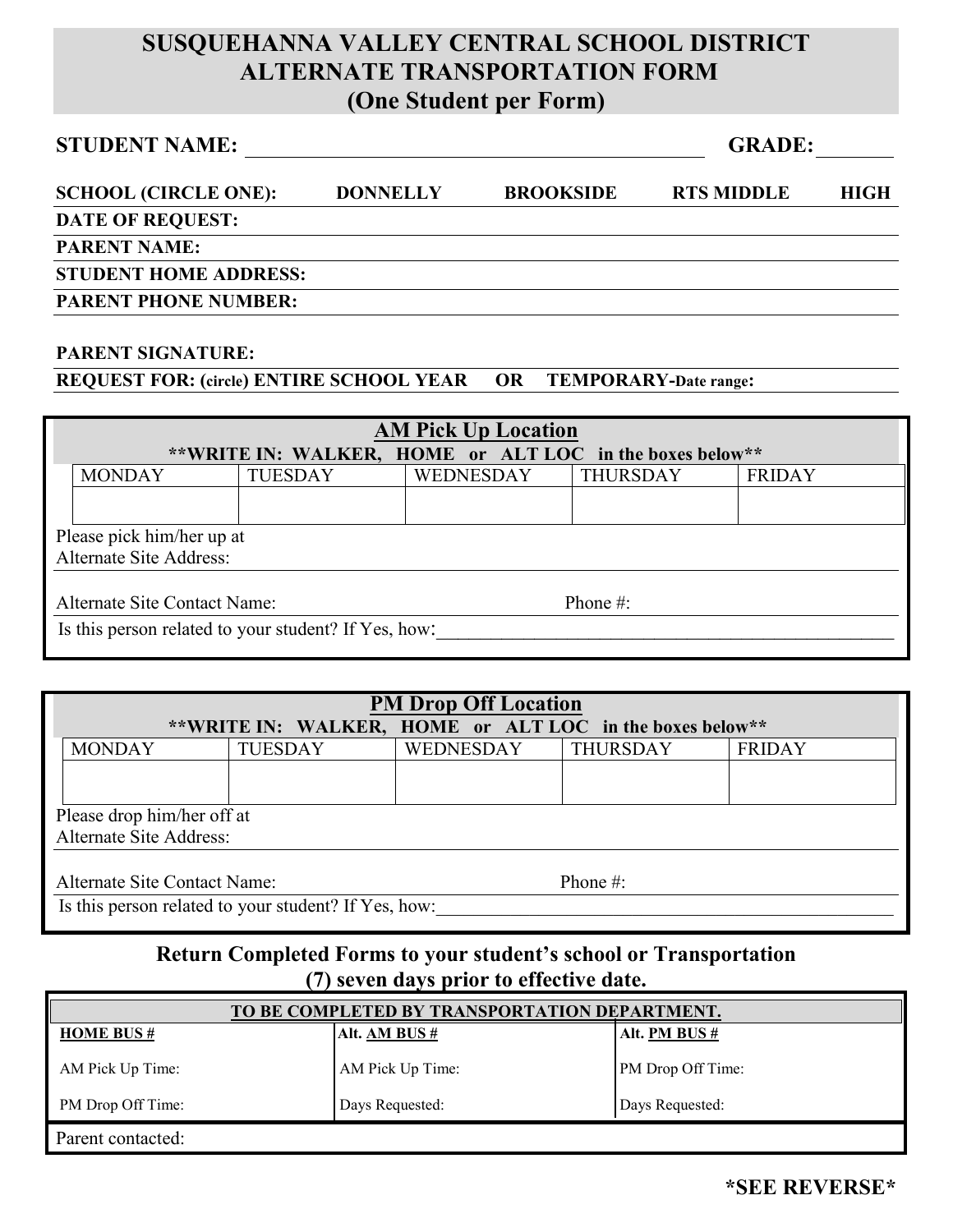# SUSQUEHANNA VALLEY CENTRAL SCHOOL DISTRICT
# ALTERNATE TRANSPORTATION FORM
## (One Student per Form)

**STUDENT NAME:** ______________________________ **GRADE:** ________

**SCHOOL (CIRCLE ONE):** **DONNELLY** **BROOKSIDE** **RTS MIDDLE** **HIGH**

**DATE OF REQUEST:**

**PARENT NAME:**

**STUDENT HOME ADDRESS:**

**PARENT PHONE NUMBER:**

**PARENT SIGNATURE:**

**REQUEST FOR: (circle) ENTIRE SCHOOL YEAR OR TEMPORARY-Date range:**

## AM Pick Up Location

**\*\*WRITE IN: WALKER, HOME or ALT LOC in the boxes below\*\***

| MONDAY | TUESDAY | WEDNESDAY | THURSDAY | FRIDAY |
|---|---|---|---|---|
| | | | | |

Please pick him/her up at
Alternate Site Address:

Alternate Site Contact Name: Phone #:

Is this person related to your student? If Yes, how:________________________________________________

## PM Drop Off Location

**\*\*WRITE IN: WALKER, HOME or ALT LOC in the boxes below\*\***

| MONDAY | TUESDAY | WEDNESDAY | THURSDAY | FRIDAY |
|---|---|---|---|---|
| | | | | |

Please drop him/her off at
Alternate Site Address:

Alternate Site Contact Name: Phone #:

Is this person related to your student? If Yes, how:________________________________________________

**Return Completed Forms to your student's school or Transportation**
**(7) seven days prior to effective date.**

| TO BE COMPLETED BY TRANSPORTATION DEPARTMENT. | | |
|---|---|---|
| **HOME BUS #** | **Alt. AM BUS #** | **Alt. PM BUS #** |
| AM Pick Up Time: | AM Pick Up Time: | PM Drop Off Time: |
| PM Drop Off Time: | Days Requested: | Days Requested: |
| Parent contacted: | | |

**\*SEE REVERSE\***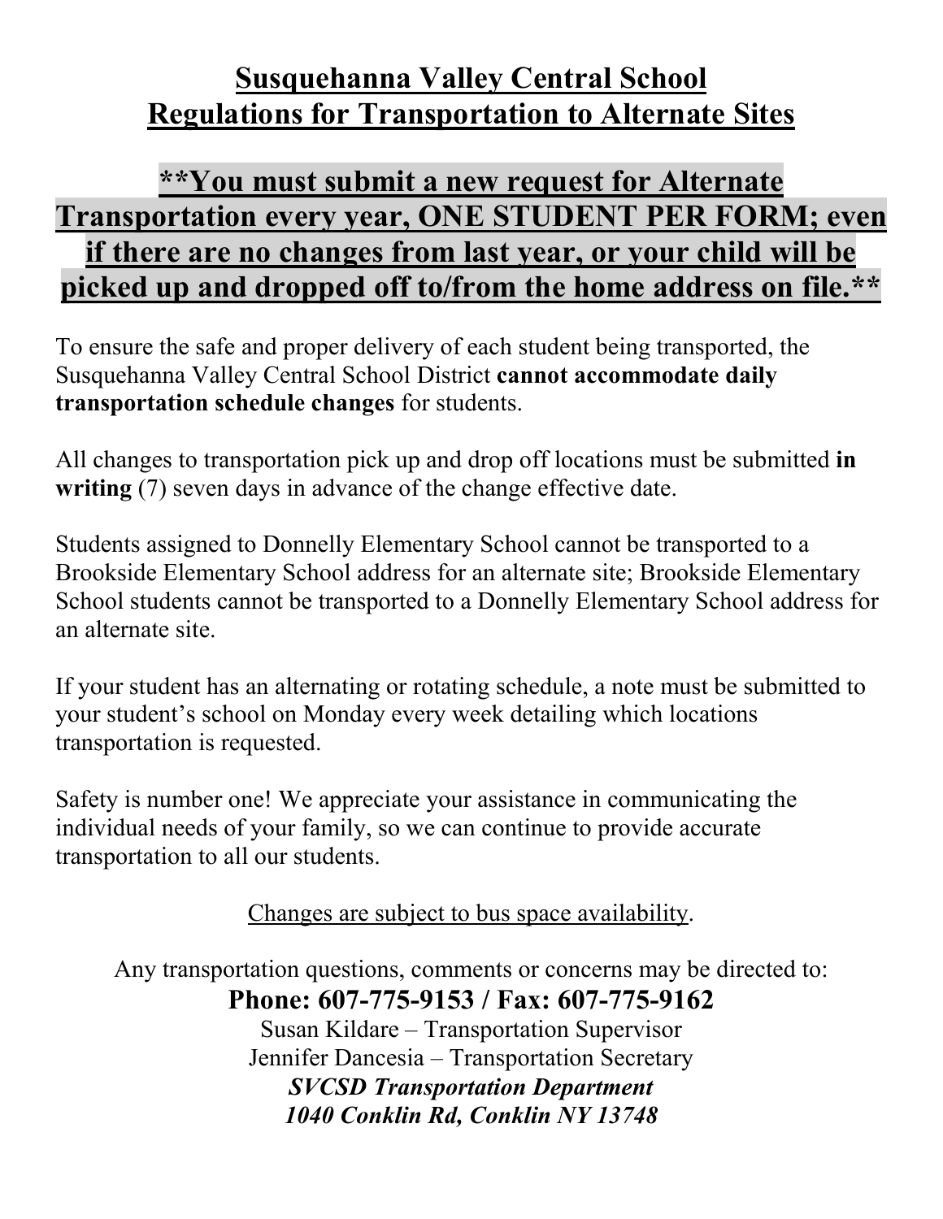# Susquehanna Valley Central School
# Regulations for Transportation to Alternate Sites

## **You must submit a new request for Alternate Transportation every year, ONE STUDENT PER FORM; even if there are no changes from last year, or your child will be picked up and dropped off to/from the home address on file.**

To ensure the safe and proper delivery of each student being transported, the Susquehanna Valley Central School District **cannot accommodate daily transportation schedule changes** for students.

All changes to transportation pick up and drop off locations must be submitted **in writing** (7) seven days in advance of the change effective date.

Students assigned to Donnelly Elementary School cannot be transported to a Brookside Elementary School address for an alternate site; Brookside Elementary School students cannot be transported to a Donnelly Elementary School address for an alternate site.

If your student has an alternating or rotating schedule, a note must be submitted to your student's school on Monday every week detailing which locations transportation is requested.

Safety is number one! We appreciate your assistance in communicating the individual needs of your family, so we can continue to provide accurate transportation to all our students.

Changes are subject to bus space availability.

Any transportation questions, comments or concerns may be directed to:

**Phone: 607-775-9153 / Fax: 607-775-9162**

Susan Kildare – Transportation Supervisor

Jennifer Dancesia – Transportation Secretary

***SVCSD Transportation Department***

***1040 Conklin Rd, Conklin NY 13748***